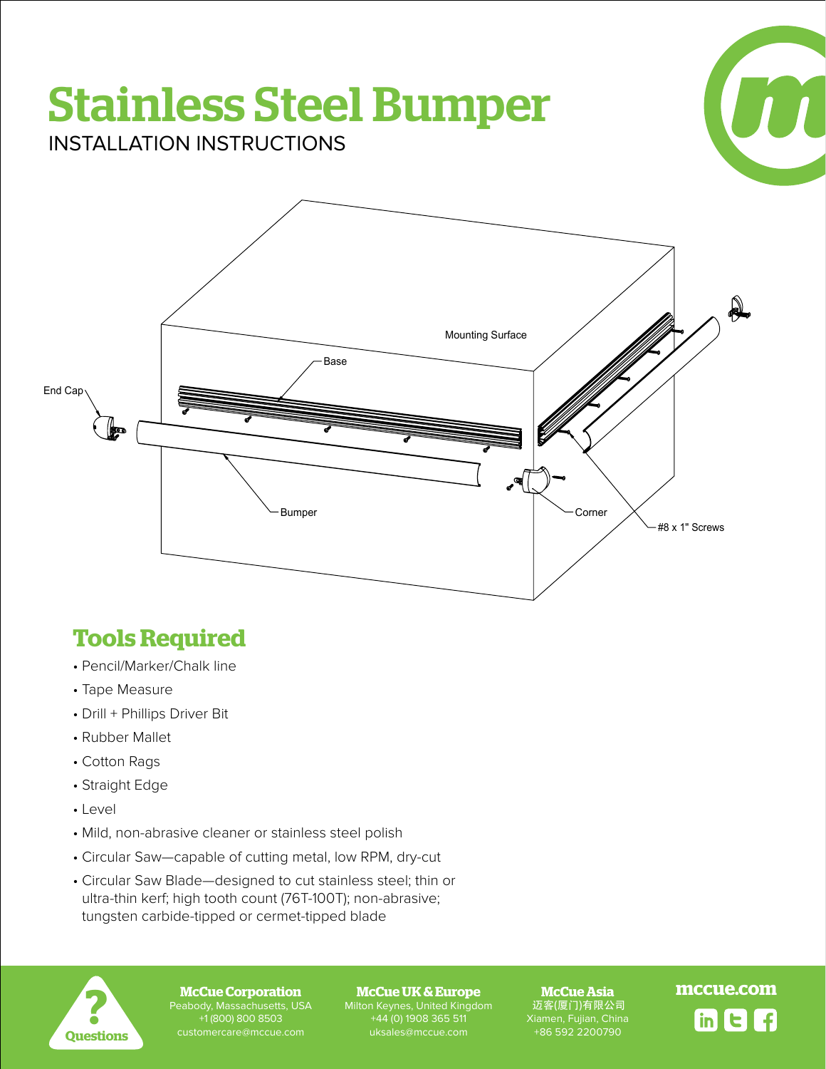# Stainless Steel Bumper

INSTALLATION INSTRUCTIONS

Mounting Surface

Base

End Cap

Bumper

Corner

#8 x 1" Screws

## Tools Required

- Pencil/Marker/Chalk line
- Tape Measure
- Drill + Phillips Driver Bit
- Rubber Mallet
- Cotton Rags
- Straight Edge
- Level
- Mild, non-abrasive cleaner or stainless steel polish
- Circular Saw—capable of cutting metal, low RPM, dry-cut
- Circular Saw Blade—designed to cut stainless steel; thin or ultra-thin kerf; high tooth count (76T-100T); non-abrasive; tungsten carbide-tipped or cermet-tipped blade

**Questions**

**McCue Corporation**
Peabody, Massachusetts, USA
+1 (800) 800 8503
customercare@mccue.com

**McCue UK & Europe**
Milton Keynes, United Kingdom
+44 (0) 1908 365 511
uksales@mccue.com

**McCue Asia**
迈客(厦门)有限公司
Xiamen, Fujian, China
+86 592 2200790

**mccue.com**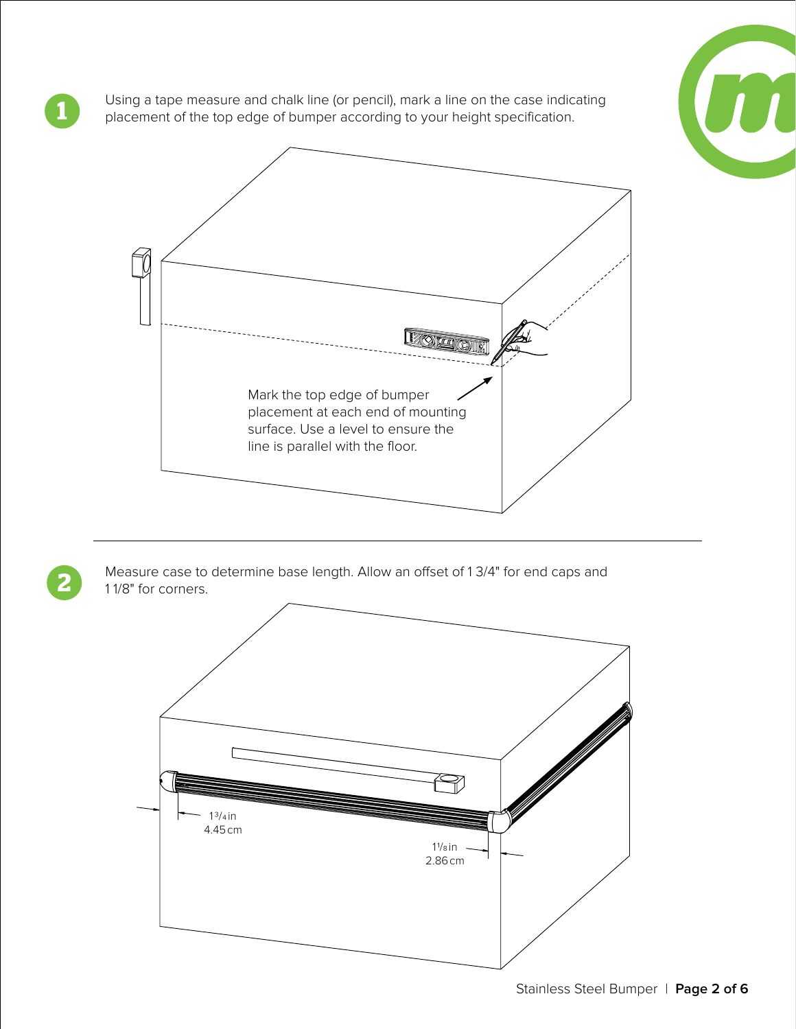**1** Using a tape measure and chalk line (or pencil), mark a line on the case indicating placement of the top edge of bumper according to your height specification.

Mark the top edge of bumper placement at each end of mounting surface. Use a level to ensure the line is parallel with the floor.

---

**2** Measure case to determine base length. Allow an offset of 1 3/4" for end caps and 1 1/8" for corners.

1 3/4 in
4.45 cm

1 1/8 in
2.86 cm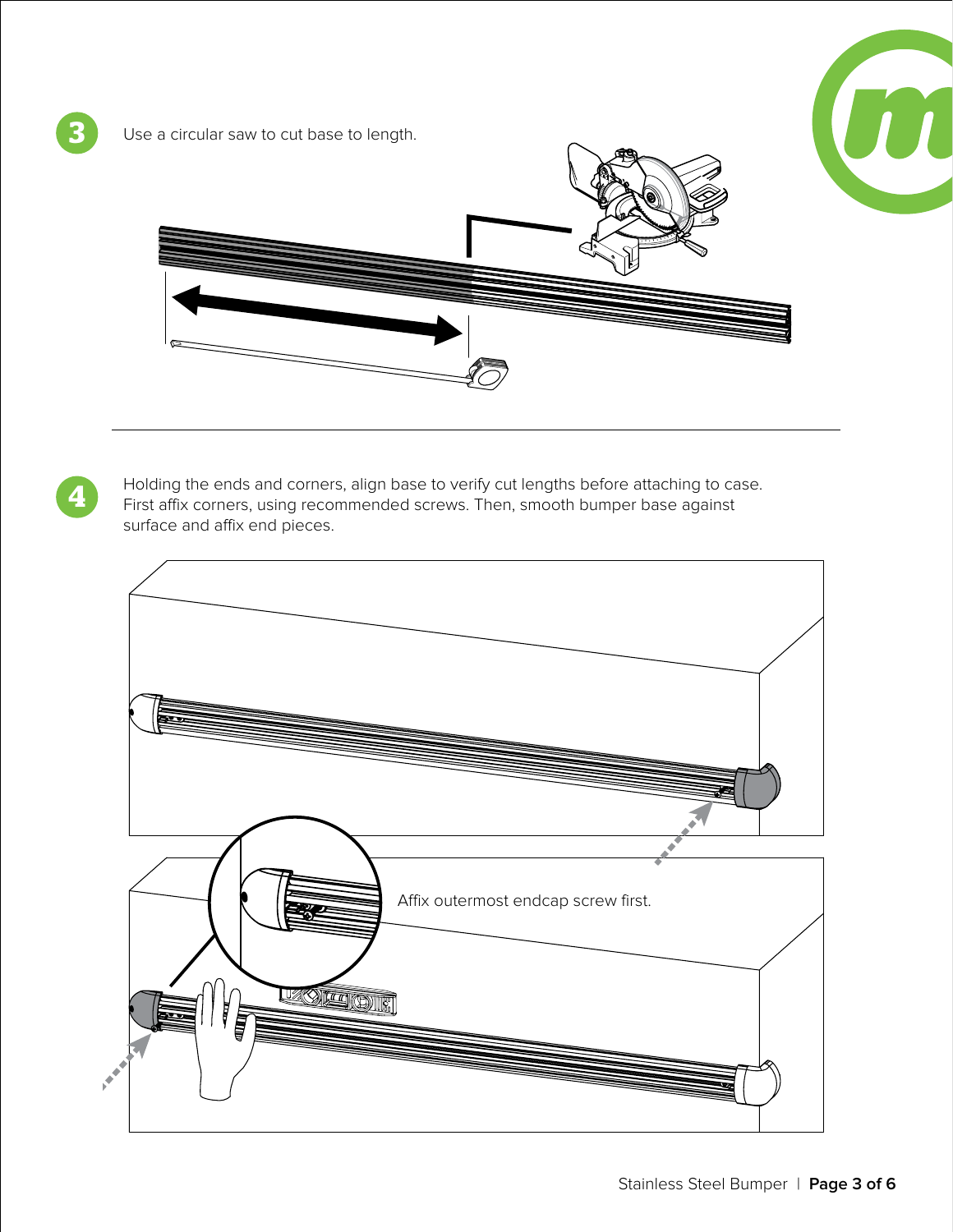**3** Use a circular saw to cut base to length.

---

**4** Holding the ends and corners, align base to verify cut lengths before attaching to case. First affix corners, using recommended screws. Then, smooth bumper base against surface and affix end pieces.

Affix outermost endcap screw first.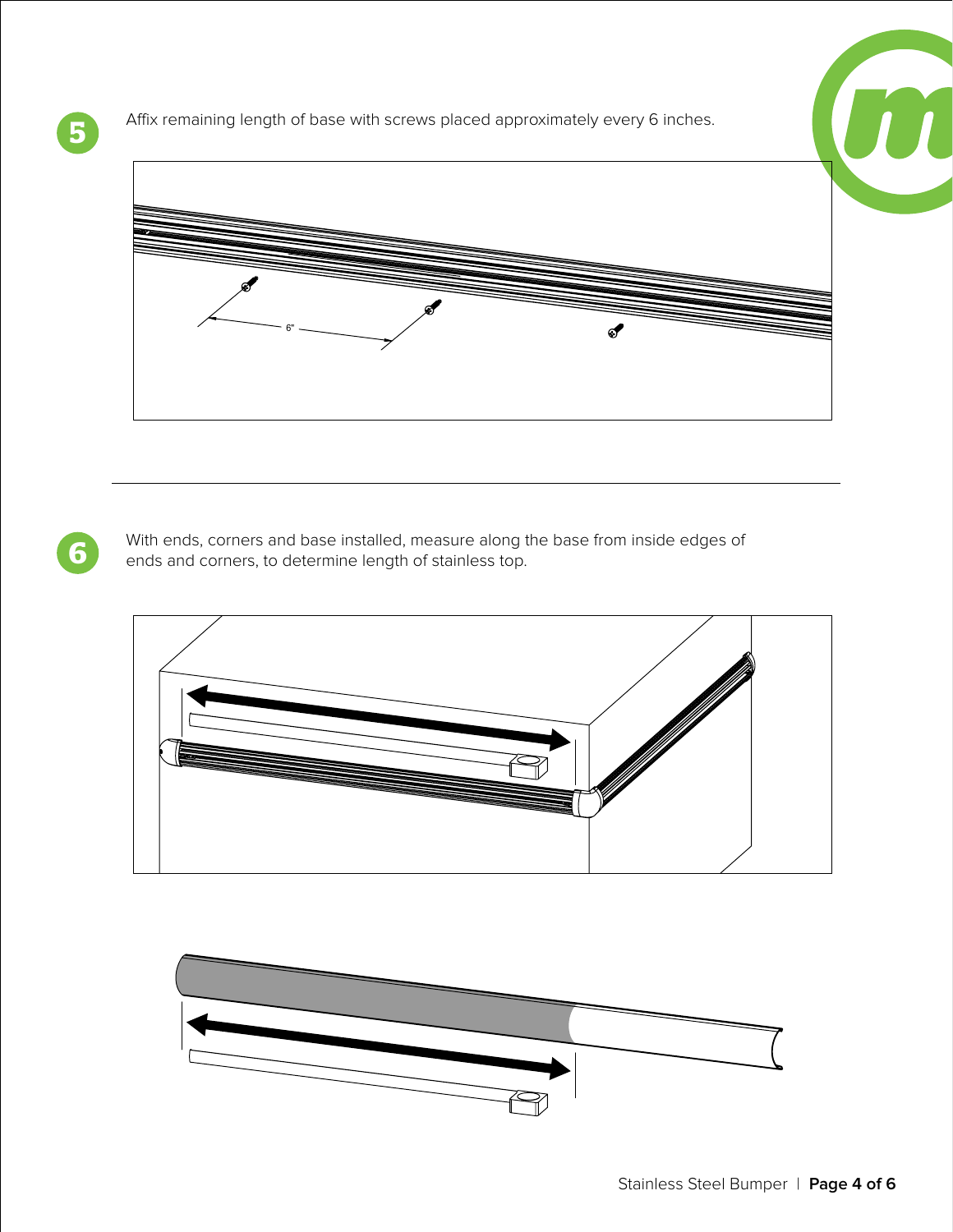**5** Affix remaining length of base with screws placed approximately every 6 inches.

**6** With ends, corners and base installed, measure along the base from inside edges of ends and corners, to determine length of stainless top.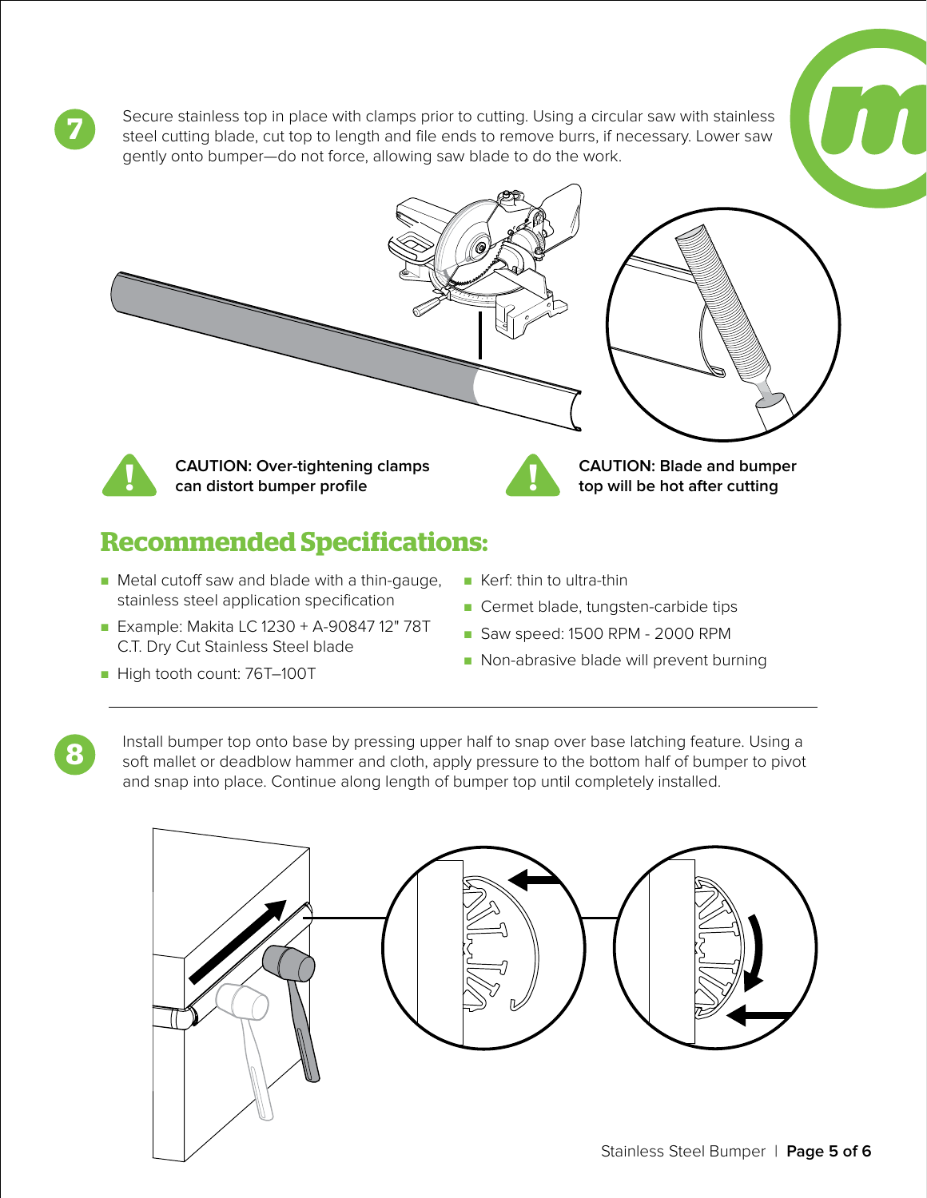**7** Secure stainless top in place with clamps prior to cutting. Using a circular saw with stainless steel cutting blade, cut top to length and file ends to remove burrs, if necessary. Lower saw gently onto bumper—do not force, allowing saw blade to do the work.

**CAUTION: Over-tightening clamps can distort bumper profile**

**CAUTION: Blade and bumper top will be hot after cutting**

## Recommended Specifications:

- Metal cutoff saw and blade with a thin-gauge, stainless steel application specification
- Example: Makita LC 1230 + A-90847 12" 78T C.T. Dry Cut Stainless Steel blade
- High tooth count: 76T–100T
- Kerf: thin to ultra-thin
- Cermet blade, tungsten-carbide tips
- Saw speed: 1500 RPM - 2000 RPM
- Non-abrasive blade will prevent burning

---

**8** Install bumper top onto base by pressing upper half to snap over base latching feature. Using a soft mallet or deadblow hammer and cloth, apply pressure to the bottom half of bumper to pivot and snap into place. Continue along length of bumper top until completely installed.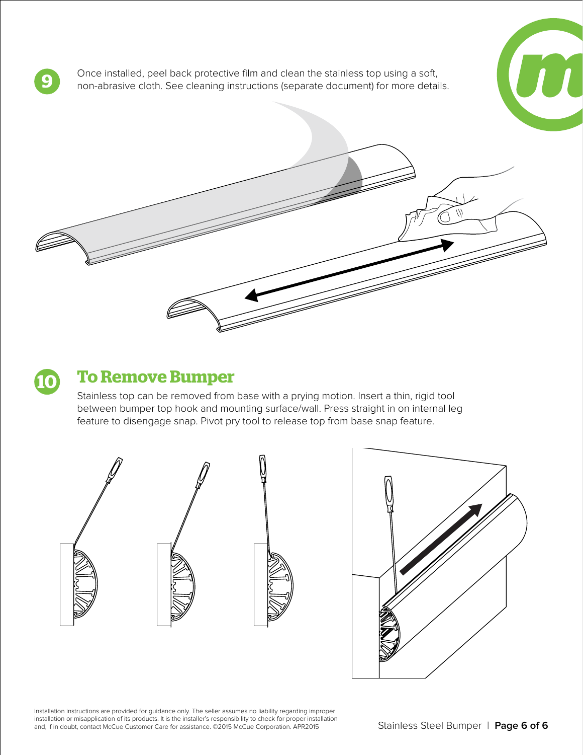9

Once installed, peel back protective film and clean the stainless top using a soft, non-abrasive cloth. See cleaning instructions (separate document) for more details.

10

## To Remove Bumper

Stainless top can be removed from base with a prying motion. Insert a thin, rigid tool between bumper top hook and mounting surface/wall. Press straight in on internal leg feature to disengage snap. Pivot pry tool to release top from base snap feature.

Installation instructions are provided for guidance only. The seller assumes no liability regarding improper installation or misapplication of its products. It is the installer's responsibility to check for proper installation and, if in doubt, contact McCue Customer Care for assistance. ©2015 McCue Corporation. APR2015